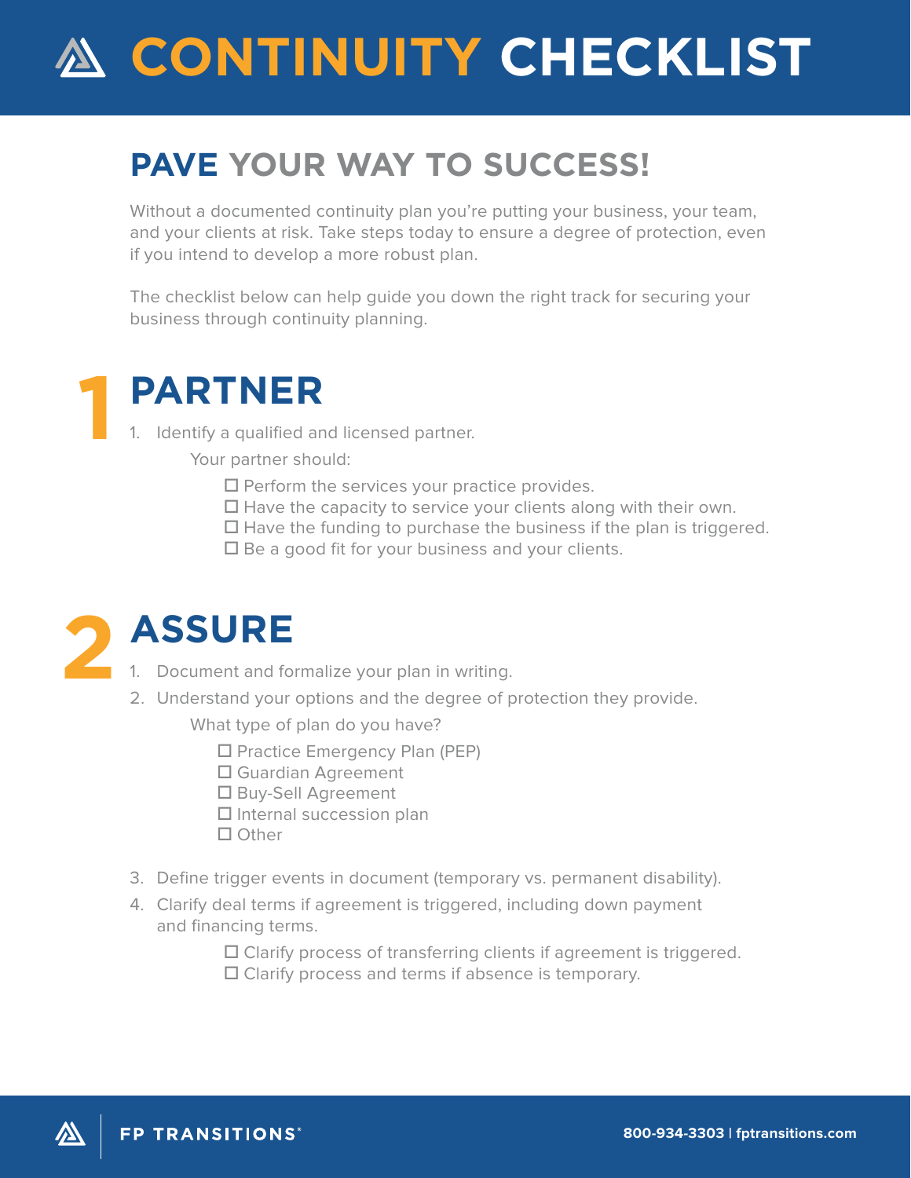# CONTINUITY CHECKLIST

## PAVE YOUR WAY TO SUCCESS!

Without a documented continuity plan you're putting your business, your team, and your clients at risk. Take steps today to ensure a degree of protection, even if you intend to develop a more robust plan.

The checklist below can help guide you down the right track for securing your business through continuity planning.

## 1 PARTNER

1. Identify a qualified and licensed partner.

   Your partner should:

   - ☐ Perform the services your practice provides.
   - ☐ Have the capacity to service your clients along with their own.
   - ☐ Have the funding to purchase the business if the plan is triggered.
   - ☐ Be a good fit for your business and your clients.

## 2 ASSURE

1. Document and formalize your plan in writing.
2. Understand your options and the degree of protection they provide.

   What type of plan do you have?

   - ☐ Practice Emergency Plan (PEP)
   - ☐ Guardian Agreement
   - ☐ Buy-Sell Agreement
   - ☐ Internal succession plan
   - ☐ Other

3. Define trigger events in document (temporary vs. permanent disability).
4. Clarify deal terms if agreement is triggered, including down payment and financing terms.
   - ☐ Clarify process of transferring clients if agreement is triggered.
   - ☐ Clarify process and terms if absence is temporary.

FP TRANSITIONS® 800-934-3303 | fptransitions.com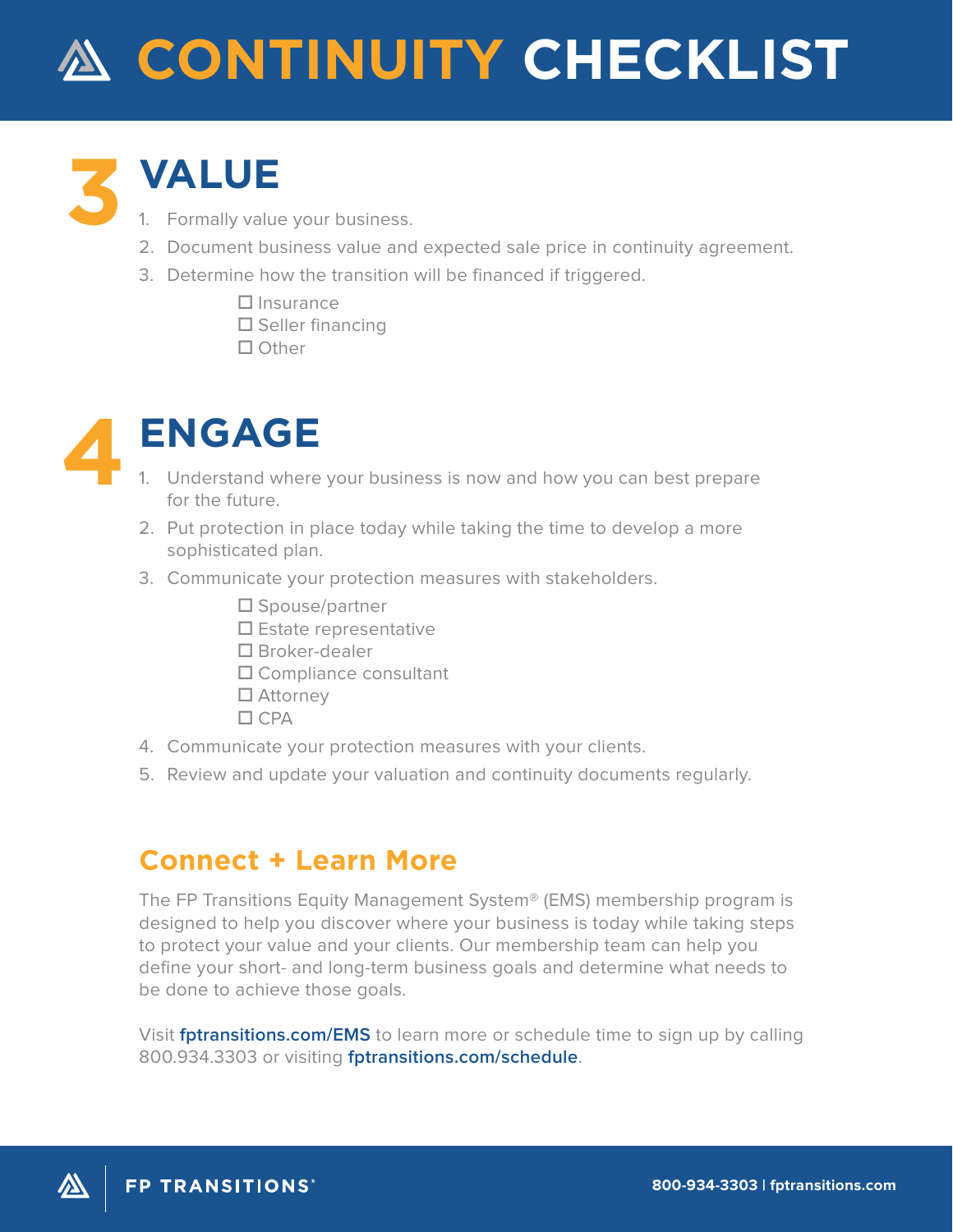# CONTINUITY CHECKLIST

## 3 VALUE

1. Formally value your business.
2. Document business value and expected sale price in continuity agreement.
3. Determine how the transition will be financed if triggered.
    - ☐ Insurance
    - ☐ Seller financing
    - ☐ Other

## 4 ENGAGE

1. Understand where your business is now and how you can best prepare for the future.
2. Put protection in place today while taking the time to develop a more sophisticated plan.
3. Communicate your protection measures with stakeholders.
    - ☐ Spouse/partner
    - ☐ Estate representative
    - ☐ Broker-dealer
    - ☐ Compliance consultant
    - ☐ Attorney
    - ☐ CPA
4. Communicate your protection measures with your clients.
5. Review and update your valuation and continuity documents regularly.

## Connect + Learn More

The FP Transitions Equity Management System® (EMS) membership program is designed to help you discover where your business is today while taking steps to protect your value and your clients. Our membership team can help you define your short- and long-term business goals and determine what needs to be done to achieve those goals.

Visit **fptransitions.com/EMS** to learn more or schedule time to sign up by calling 800.934.3303 or visiting **fptransitions.com/schedule**.

FP TRANSITIONS®

800-934-3303 | fptransitions.com